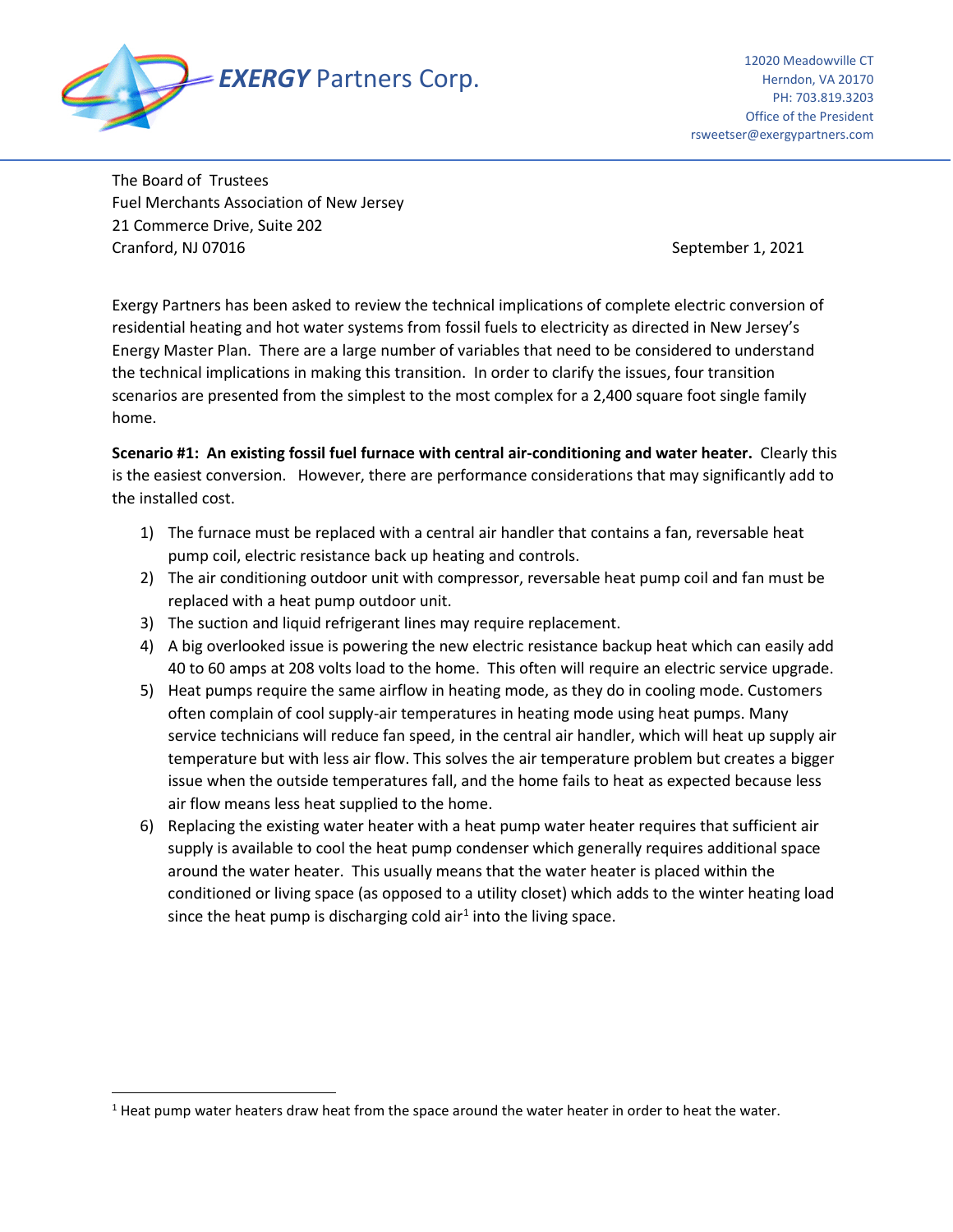**EXERGY** Partners Corp.

12020 Meadowville CT
Herndon, VA 20170
PH: 703.819.3203
Office of the President
rsweetser@exergypartners.com

The Board of Trustees
Fuel Merchants Association of New Jersey
21 Commerce Drive, Suite 202
Cranford, NJ 07016

September 1, 2021

Exergy Partners has been asked to review the technical implications of complete electric conversion of residential heating and hot water systems from fossil fuels to electricity as directed in New Jersey's Energy Master Plan. There are a large number of variables that need to be considered to understand the technical implications in making this transition. In order to clarify the issues, four transition scenarios are presented from the simplest to the most complex for a 2,400 square foot single family home.

**Scenario #1: An existing fossil fuel furnace with central air-conditioning and water heater.** Clearly this is the easiest conversion. However, there are performance considerations that may significantly add to the installed cost.

1) The furnace must be replaced with a central air handler that contains a fan, reversable heat pump coil, electric resistance back up heating and controls.
2) The air conditioning outdoor unit with compressor, reversable heat pump coil and fan must be replaced with a heat pump outdoor unit.
3) The suction and liquid refrigerant lines may require replacement.
4) A big overlooked issue is powering the new electric resistance backup heat which can easily add 40 to 60 amps at 208 volts load to the home. This often will require an electric service upgrade.
5) Heat pumps require the same airflow in heating mode, as they do in cooling mode. Customers often complain of cool supply-air temperatures in heating mode using heat pumps. Many service technicians will reduce fan speed, in the central air handler, which will heat up supply air temperature but with less air flow. This solves the air temperature problem but creates a bigger issue when the outside temperatures fall, and the home fails to heat as expected because less air flow means less heat supplied to the home.
6) Replacing the existing water heater with a heat pump water heater requires that sufficient air supply is available to cool the heat pump condenser which generally requires additional space around the water heater. This usually means that the water heater is placed within the conditioned or living space (as opposed to a utility closet) which adds to the winter heating load since the heat pump is discharging cold air[1] into the living space.

---

[1] Heat pump water heaters draw heat from the space around the water heater in order to heat the water.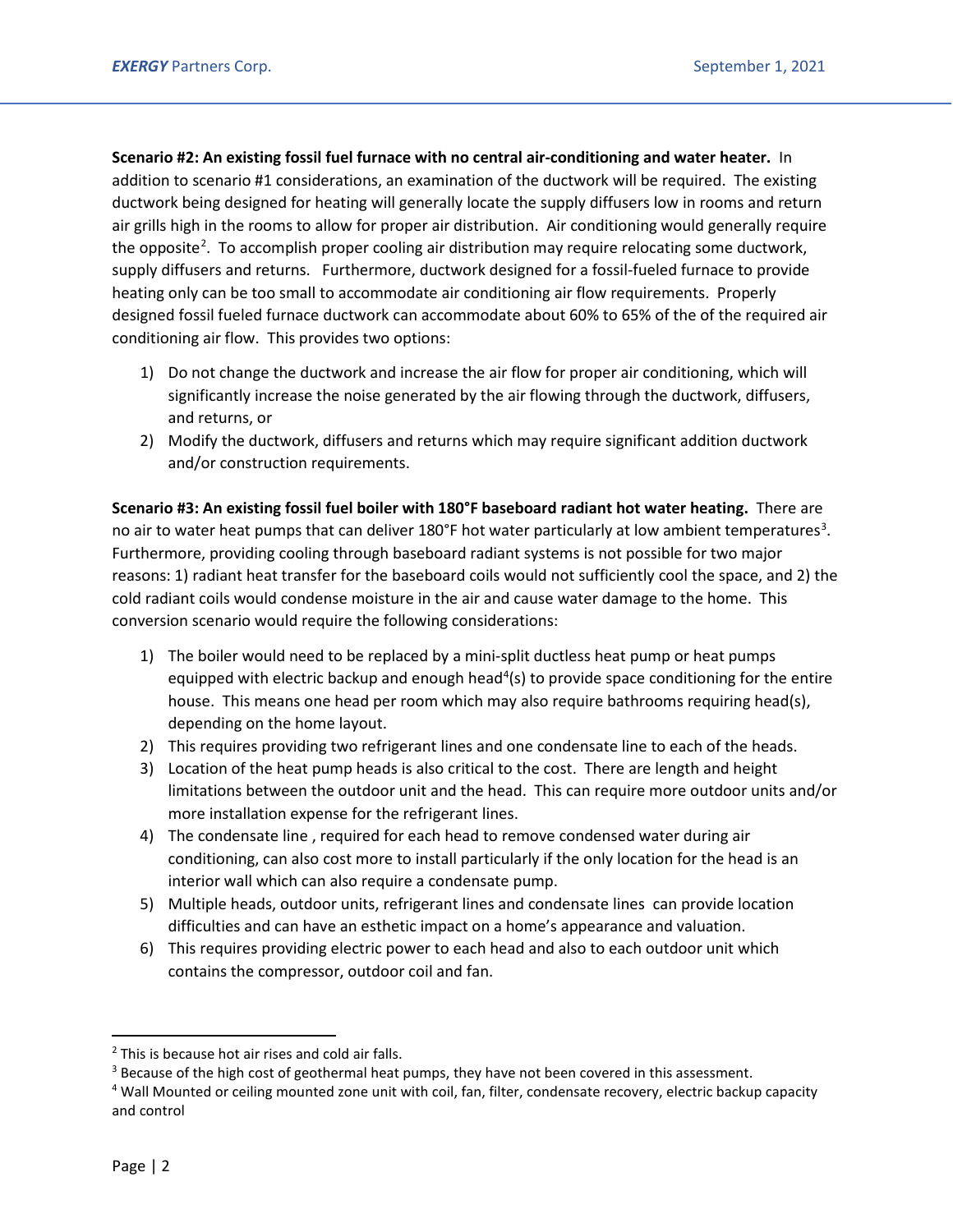**Scenario #2: An existing fossil fuel furnace with no central air-conditioning and water heater.** In addition to scenario #1 considerations, an examination of the ductwork will be required. The existing ductwork being designed for heating will generally locate the supply diffusers low in rooms and return air grills high in the rooms to allow for proper air distribution. Air conditioning would generally require the opposite[2]. To accomplish proper cooling air distribution may require relocating some ductwork, supply diffusers and returns. Furthermore, ductwork designed for a fossil-fueled furnace to provide heating only can be too small to accommodate air conditioning air flow requirements. Properly designed fossil fueled furnace ductwork can accommodate about 60% to 65% of the of the required air conditioning air flow. This provides two options:

1) Do not change the ductwork and increase the air flow for proper air conditioning, which will significantly increase the noise generated by the air flowing through the ductwork, diffusers, and returns, or
2) Modify the ductwork, diffusers and returns which may require significant addition ductwork and/or construction requirements.

**Scenario #3: An existing fossil fuel boiler with 180°F baseboard radiant hot water heating.** There are no air to water heat pumps that can deliver 180°F hot water particularly at low ambient temperatures[3]. Furthermore, providing cooling through baseboard radiant systems is not possible for two major reasons: 1) radiant heat transfer for the baseboard coils would not sufficiently cool the space, and 2) the cold radiant coils would condense moisture in the air and cause water damage to the home. This conversion scenario would require the following considerations:

1) The boiler would need to be replaced by a mini-split ductless heat pump or heat pumps equipped with electric backup and enough head[4](s) to provide space conditioning for the entire house. This means one head per room which may also require bathrooms requiring head(s), depending on the home layout.
2) This requires providing two refrigerant lines and one condensate line to each of the heads.
3) Location of the heat pump heads is also critical to the cost. There are length and height limitations between the outdoor unit and the head. This can require more outdoor units and/or more installation expense for the refrigerant lines.
4) The condensate line , required for each head to remove condensed water during air conditioning, can also cost more to install particularly if the only location for the head is an interior wall which can also require a condensate pump.
5) Multiple heads, outdoor units, refrigerant lines and condensate lines can provide location difficulties and can have an esthetic impact on a home's appearance and valuation.
6) This requires providing electric power to each head and also to each outdoor unit which contains the compressor, outdoor coil and fan.

---

[2] This is because hot air rises and cold air falls.

[3] Because of the high cost of geothermal heat pumps, they have not been covered in this assessment.

[4] Wall Mounted or ceiling mounted zone unit with coil, fan, filter, condensate recovery, electric backup capacity and control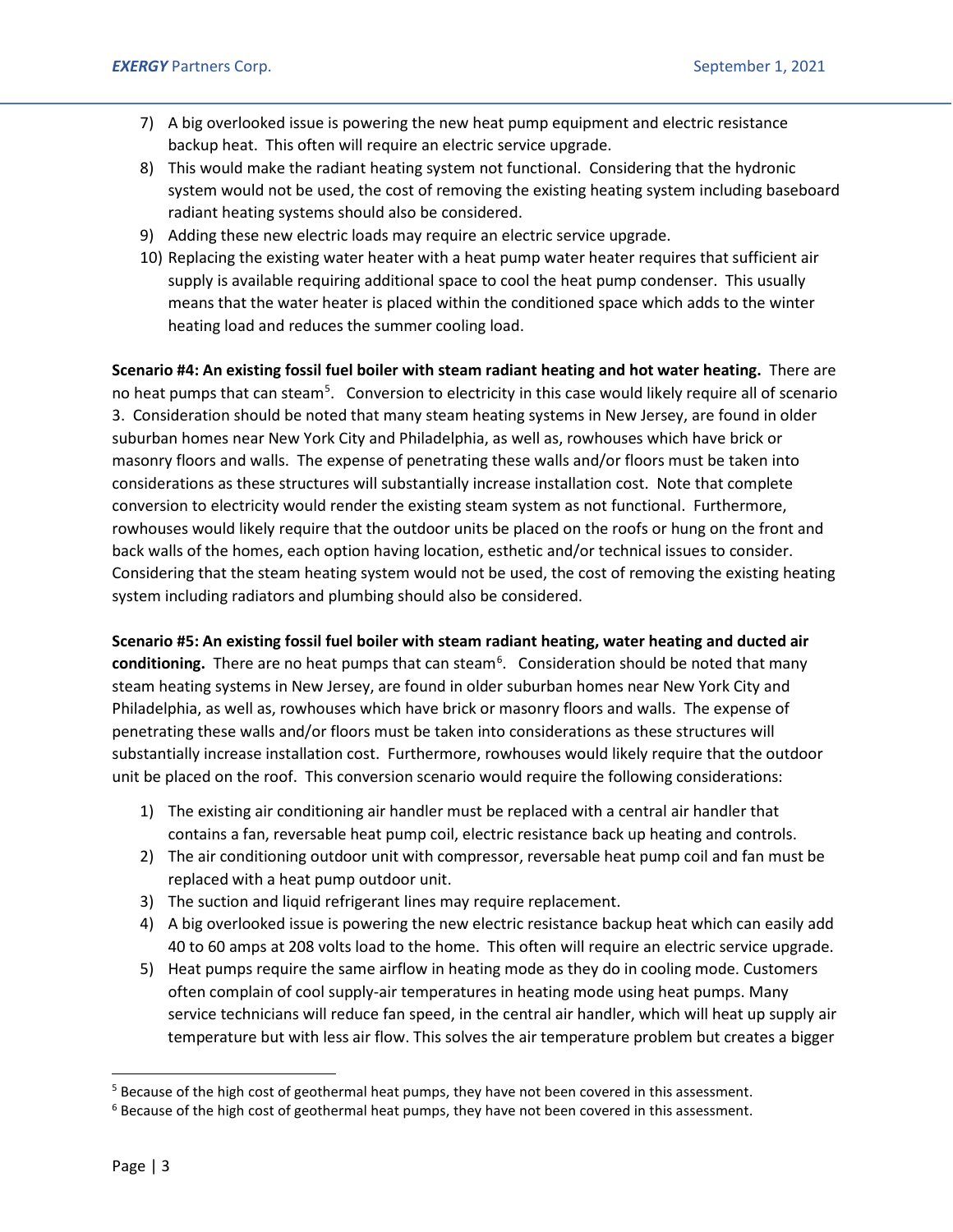7) A big overlooked issue is powering the new heat pump equipment and electric resistance backup heat. This often will require an electric service upgrade.
8) This would make the radiant heating system not functional. Considering that the hydronic system would not be used, the cost of removing the existing heating system including baseboard radiant heating systems should also be considered.
9) Adding these new electric loads may require an electric service upgrade.
10) Replacing the existing water heater with a heat pump water heater requires that sufficient air supply is available requiring additional space to cool the heat pump condenser. This usually means that the water heater is placed within the conditioned space which adds to the winter heating load and reduces the summer cooling load.

**Scenario #4: An existing fossil fuel boiler with steam radiant heating and hot water heating.** There are no heat pumps that can steam[5]. Conversion to electricity in this case would likely require all of scenario 3. Consideration should be noted that many steam heating systems in New Jersey, are found in older suburban homes near New York City and Philadelphia, as well as, rowhouses which have brick or masonry floors and walls. The expense of penetrating these walls and/or floors must be taken into considerations as these structures will substantially increase installation cost. Note that complete conversion to electricity would render the existing steam system as not functional. Furthermore, rowhouses would likely require that the outdoor units be placed on the roofs or hung on the front and back walls of the homes, each option having location, esthetic and/or technical issues to consider. Considering that the steam heating system would not be used, the cost of removing the existing heating system including radiators and plumbing should also be considered.

**Scenario #5: An existing fossil fuel boiler with steam radiant heating, water heating and ducted air conditioning.** There are no heat pumps that can steam[6]. Consideration should be noted that many steam heating systems in New Jersey, are found in older suburban homes near New York City and Philadelphia, as well as, rowhouses which have brick or masonry floors and walls. The expense of penetrating these walls and/or floors must be taken into considerations as these structures will substantially increase installation cost. Furthermore, rowhouses would likely require that the outdoor unit be placed on the roof. This conversion scenario would require the following considerations:

1) The existing air conditioning air handler must be replaced with a central air handler that contains a fan, reversable heat pump coil, electric resistance back up heating and controls.
2) The air conditioning outdoor unit with compressor, reversable heat pump coil and fan must be replaced with a heat pump outdoor unit.
3) The suction and liquid refrigerant lines may require replacement.
4) A big overlooked issue is powering the new electric resistance backup heat which can easily add 40 to 60 amps at 208 volts load to the home. This often will require an electric service upgrade.
5) Heat pumps require the same airflow in heating mode as they do in cooling mode. Customers often complain of cool supply-air temperatures in heating mode using heat pumps. Many service technicians will reduce fan speed, in the central air handler, which will heat up supply air temperature but with less air flow. This solves the air temperature problem but creates a bigger

[5] Because of the high cost of geothermal heat pumps, they have not been covered in this assessment.

[6] Because of the high cost of geothermal heat pumps, they have not been covered in this assessment.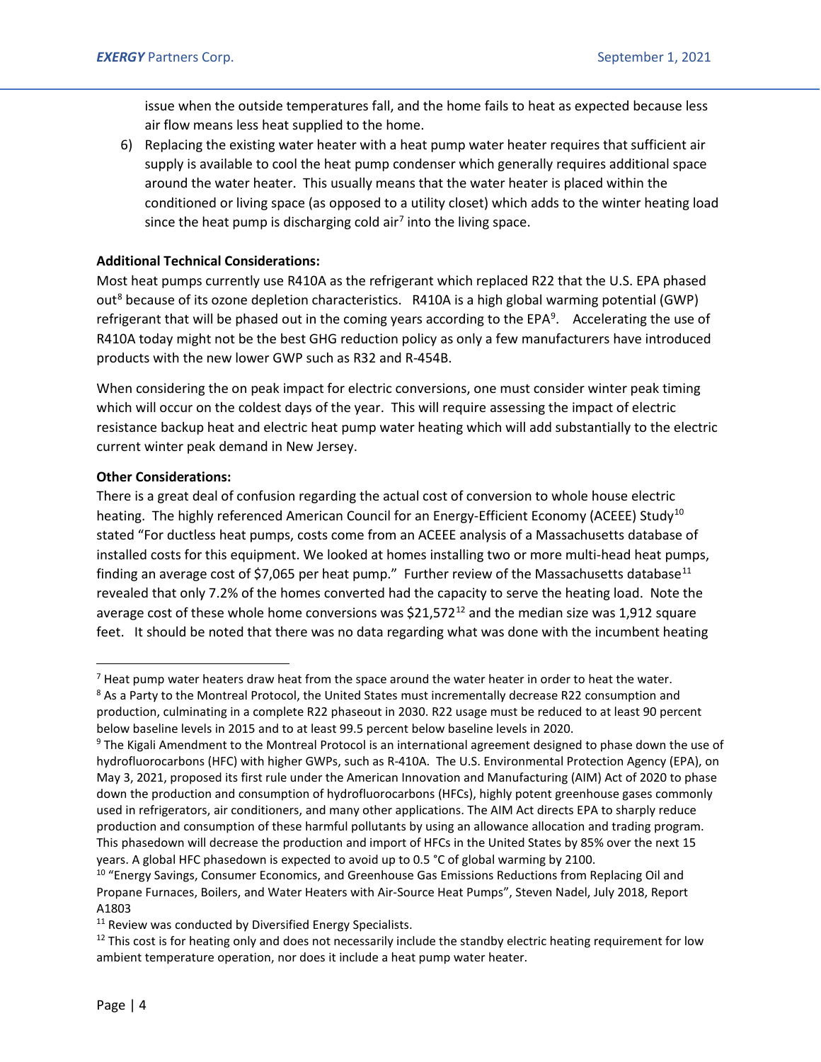issue when the outside temperatures fall, and the home fails to heat as expected because less air flow means less heat supplied to the home.

6) Replacing the existing water heater with a heat pump water heater requires that sufficient air supply is available to cool the heat pump condenser which generally requires additional space around the water heater. This usually means that the water heater is placed within the conditioned or living space (as opposed to a utility closet) which adds to the winter heating load since the heat pump is discharging cold air[7] into the living space.

**Additional Technical Considerations:**

Most heat pumps currently use R410A as the refrigerant which replaced R22 that the U.S. EPA phased out[8] because of its ozone depletion characteristics. R410A is a high global warming potential (GWP) refrigerant that will be phased out in the coming years according to the EPA[9]. Accelerating the use of R410A today might not be the best GHG reduction policy as only a few manufacturers have introduced products with the new lower GWP such as R32 and R-454B.

When considering the on peak impact for electric conversions, one must consider winter peak timing which will occur on the coldest days of the year. This will require assessing the impact of electric resistance backup heat and electric heat pump water heating which will add substantially to the electric current winter peak demand in New Jersey.

**Other Considerations:**

There is a great deal of confusion regarding the actual cost of conversion to whole house electric heating. The highly referenced American Council for an Energy-Efficient Economy (ACEEE) Study[10] stated "For ductless heat pumps, costs come from an ACEEE analysis of a Massachusetts database of installed costs for this equipment. We looked at homes installing two or more multi-head heat pumps, finding an average cost of $7,065 per heat pump." Further review of the Massachusetts database[11] revealed that only 7.2% of the homes converted had the capacity to serve the heating load. Note the average cost of these whole home conversions was $21,572[12] and the median size was 1,912 square feet. It should be noted that there was no data regarding what was done with the incumbent heating

---

[7] Heat pump water heaters draw heat from the space around the water heater in order to heat the water.

[8] As a Party to the Montreal Protocol, the United States must incrementally decrease R22 consumption and production, culminating in a complete R22 phaseout in 2030. R22 usage must be reduced to at least 90 percent below baseline levels in 2015 and to at least 99.5 percent below baseline levels in 2020.

[9] The Kigali Amendment to the Montreal Protocol is an international agreement designed to phase down the use of hydrofluorocarbons (HFC) with higher GWPs, such as R-410A. The U.S. Environmental Protection Agency (EPA), on May 3, 2021, proposed its first rule under the American Innovation and Manufacturing (AIM) Act of 2020 to phase down the production and consumption of hydrofluorocarbons (HFCs), highly potent greenhouse gases commonly used in refrigerators, air conditioners, and many other applications. The AIM Act directs EPA to sharply reduce production and consumption of these harmful pollutants by using an allowance allocation and trading program. This phasedown will decrease the production and import of HFCs in the United States by 85% over the next 15 years. A global HFC phasedown is expected to avoid up to 0.5 °C of global warming by 2100.

[10] "Energy Savings, Consumer Economics, and Greenhouse Gas Emissions Reductions from Replacing Oil and Propane Furnaces, Boilers, and Water Heaters with Air-Source Heat Pumps", Steven Nadel, July 2018, Report A1803

[11] Review was conducted by Diversified Energy Specialists.

[12] This cost is for heating only and does not necessarily include the standby electric heating requirement for low ambient temperature operation, nor does it include a heat pump water heater.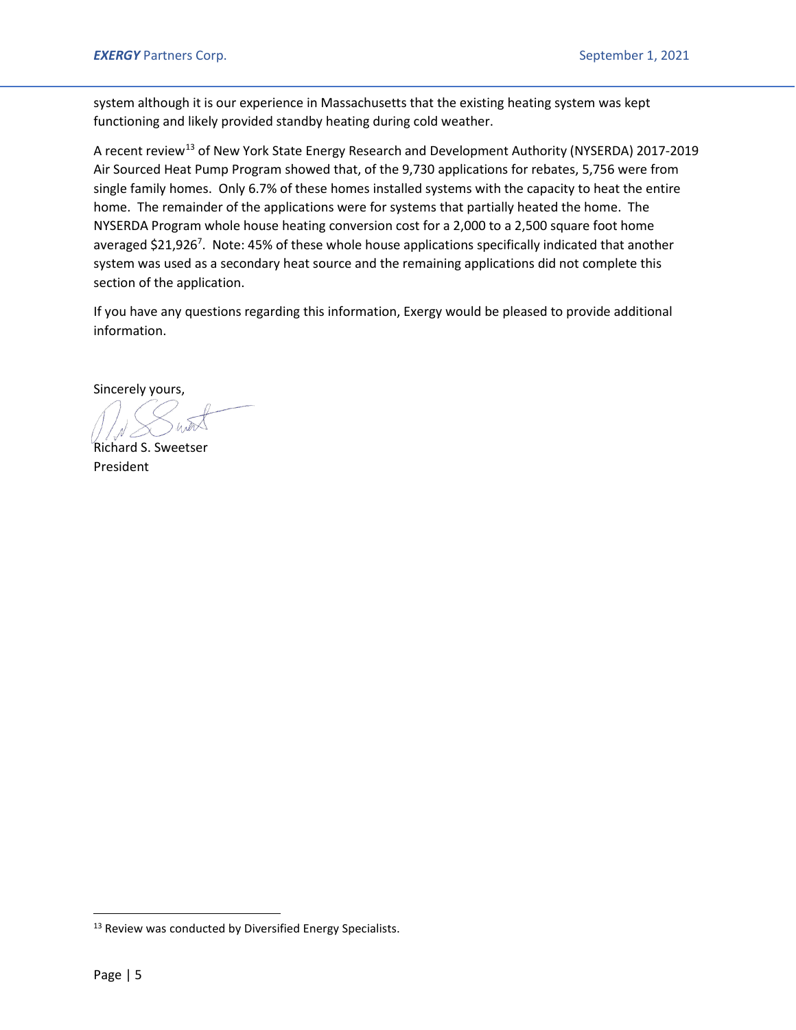system although it is our experience in Massachusetts that the existing heating system was kept functioning and likely provided standby heating during cold weather.

A recent review[13] of New York State Energy Research and Development Authority (NYSERDA) 2017-2019 Air Sourced Heat Pump Program showed that, of the 9,730 applications for rebates, 5,756 were from single family homes. Only 6.7% of these homes installed systems with the capacity to heat the entire home. The remainder of the applications were for systems that partially heated the home. The NYSERDA Program whole house heating conversion cost for a 2,000 to a 2,500 square foot home averaged $21,926[7]. Note: 45% of these whole house applications specifically indicated that another system was used as a secondary heat source and the remaining applications did not complete this section of the application.

If you have any questions regarding this information, Exergy would be pleased to provide additional information.

Sincerely yours,

Richard S. Sweetser
President

---

[13] Review was conducted by Diversified Energy Specialists.